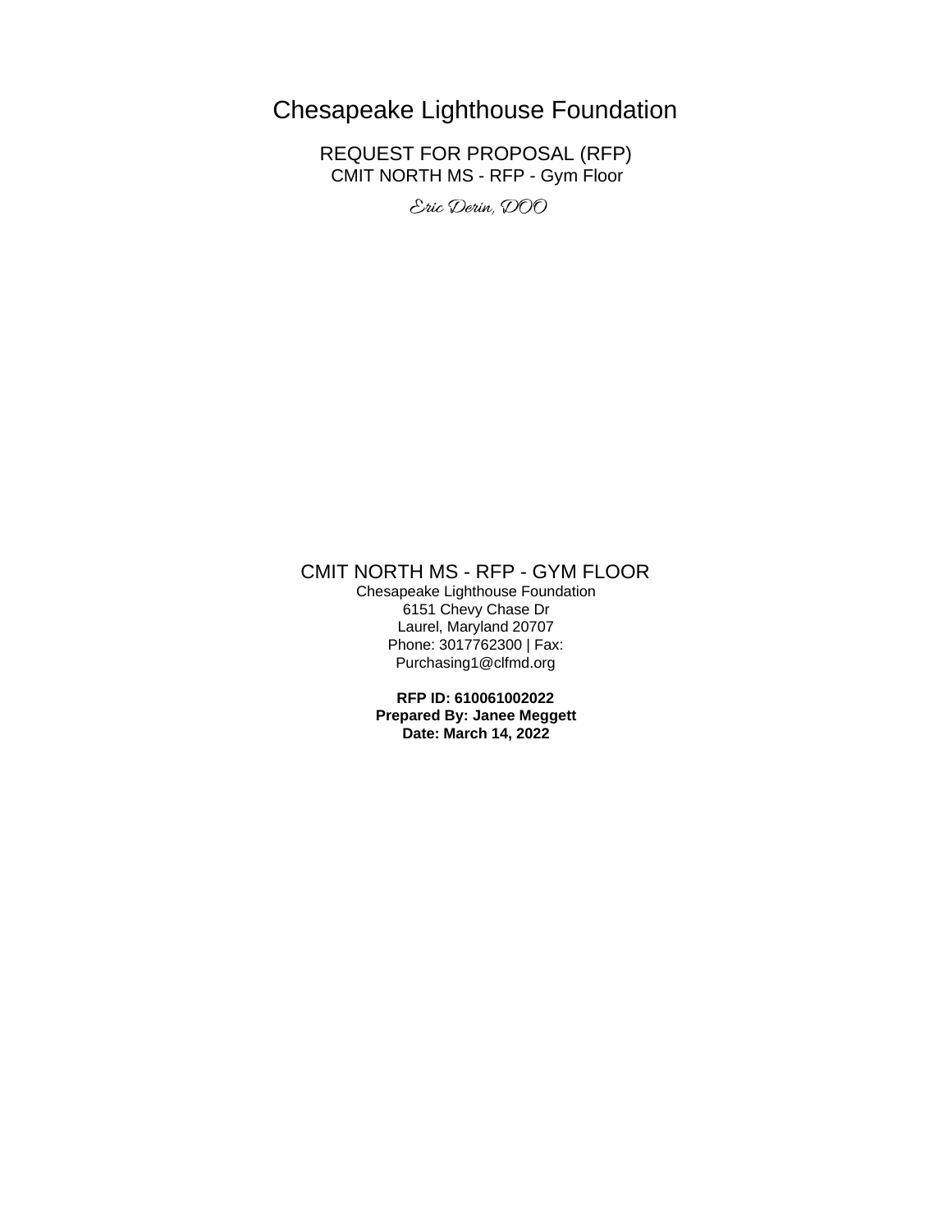# Chesapeake Lighthouse Foundation

## REQUEST FOR PROPOSAL (RFP)

CMIT NORTH MS - RFP - Gym Floor

*Eric Derin, DOO*

## CMIT NORTH MS - RFP - GYM FLOOR

Chesapeake Lighthouse Foundation
6151 Chevy Chase Dr
Laurel, Maryland 20707
Phone: 3017762300 | Fax:
Purchasing1@clfmd.org

**RFP ID: 610061002022**
**Prepared By: Janee Meggett**
**Date: March 14, 2022**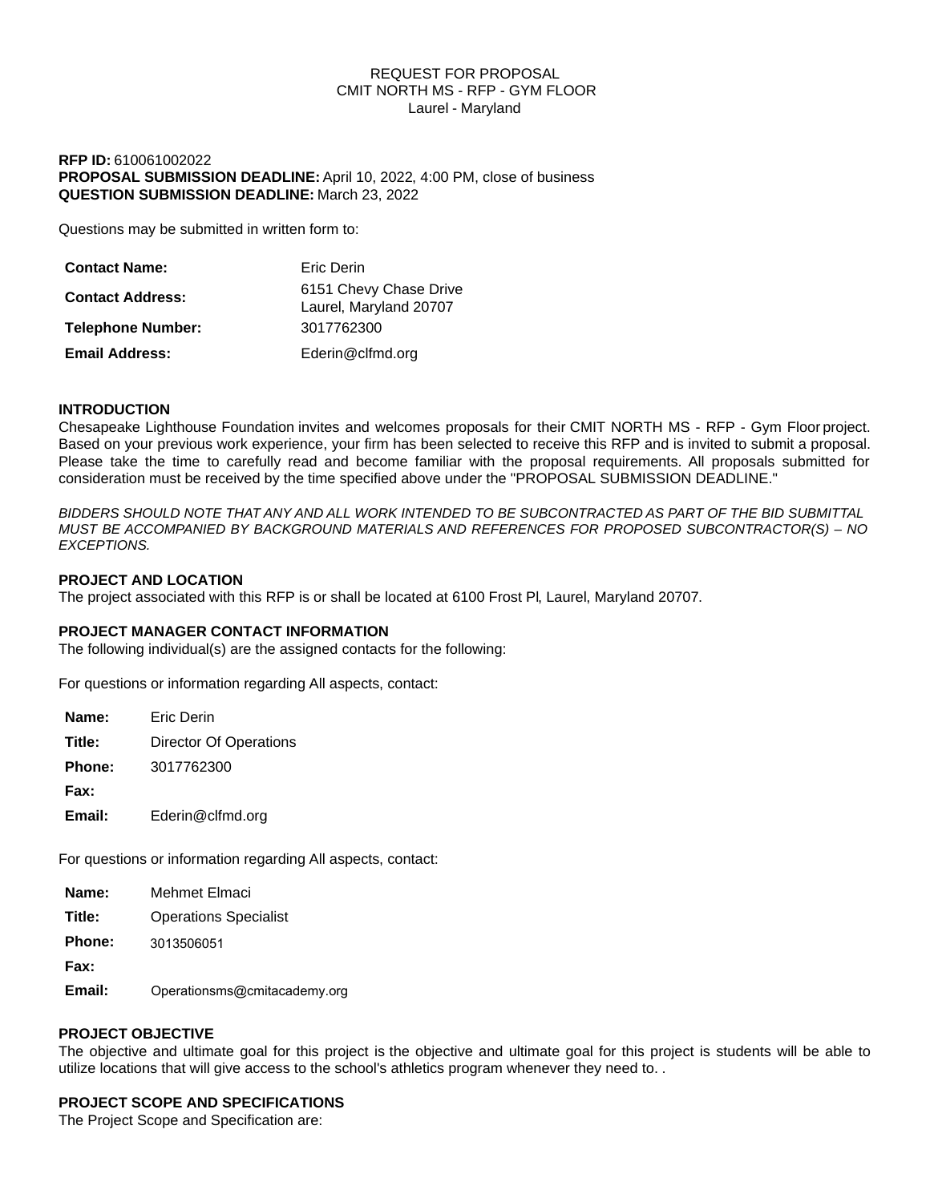REQUEST FOR PROPOSAL
CMIT NORTH MS - RFP - GYM FLOOR
Laurel - Maryland

**RFP ID:** 610061002022
**PROPOSAL SUBMISSION DEADLINE:** April 10, 2022, 4:00 PM, close of business
**QUESTION SUBMISSION DEADLINE:** March 23, 2022

Questions may be submitted in written form to:

| | |
|---|---|
| **Contact Name:** | Eric Derin |
| **Contact Address:** | 6151 Chevy Chase Drive<br>Laurel, Maryland 20707 |
| **Telephone Number:** | 3017762300 |
| **Email Address:** | Ederin@clfmd.org |

## INTRODUCTION

Chesapeake Lighthouse Foundation invites and welcomes proposals for their CMIT NORTH MS - RFP - Gym Floor project. Based on your previous work experience, your firm has been selected to receive this RFP and is invited to submit a proposal. Please take the time to carefully read and become familiar with the proposal requirements. All proposals submitted for consideration must be received by the time specified above under the "PROPOSAL SUBMISSION DEADLINE."

*BIDDERS SHOULD NOTE THAT ANY AND ALL WORK INTENDED TO BE SUBCONTRACTED AS PART OF THE BID SUBMITTAL MUST BE ACCOMPANIED BY BACKGROUND MATERIALS AND REFERENCES FOR PROPOSED SUBCONTRACTOR(S) – NO EXCEPTIONS.*

## PROJECT AND LOCATION

The project associated with this RFP is or shall be located at 6100 Frost Pl, Laurel, Maryland 20707.

## PROJECT MANAGER CONTACT INFORMATION

The following individual(s) are the assigned contacts for the following:

For questions or information regarding All aspects, contact:

| | |
|---|---|
| **Name:** | Eric Derin |
| **Title:** | Director Of Operations |
| **Phone:** | 3017762300 |
| **Fax:** | |
| **Email:** | Ederin@clfmd.org |

For questions or information regarding All aspects, contact:

| | |
|---|---|
| **Name:** | Mehmet Elmaci |
| **Title:** | Operations Specialist |
| **Phone:** | 3013506051 |
| **Fax:** | |
| **Email:** | Operationsms@cmitacademy.org |

## PROJECT OBJECTIVE

The objective and ultimate goal for this project is the objective and ultimate goal for this project is students will be able to utilize locations that will give access to the school's athletics program whenever they need to. .

## PROJECT SCOPE AND SPECIFICATIONS

The Project Scope and Specification are: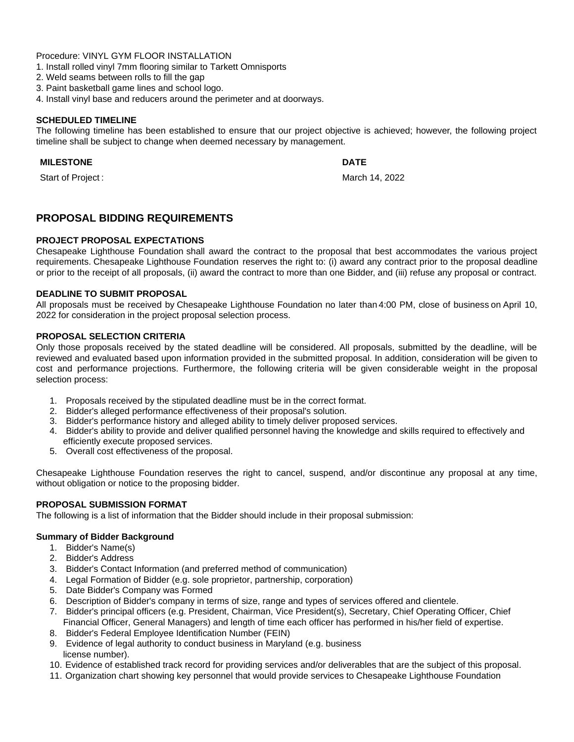Procedure: VINYL GYM FLOOR INSTALLATION
1. Install rolled vinyl 7mm flooring similar to Tarkett Omnisports
2. Weld seams between rolls to fill the gap
3. Paint basketball game lines and school logo.
4. Install vinyl base and reducers around the perimeter and at doorways.

**SCHEDULED TIMELINE**

The following timeline has been established to ensure that our project objective is achieved; however, the following project timeline shall be subject to change when deemed necessary by management.

| MILESTONE | DATE |
|---|---|
| Start of Project : | March 14, 2022 |

## PROPOSAL BIDDING REQUIREMENTS

**PROJECT PROPOSAL EXPECTATIONS**

Chesapeake Lighthouse Foundation shall award the contract to the proposal that best accommodates the various project requirements. Chesapeake Lighthouse Foundation reserves the right to: (i) award any contract prior to the proposal deadline or prior to the receipt of all proposals, (ii) award the contract to more than one Bidder, and (iii) refuse any proposal or contract.

**DEADLINE TO SUBMIT PROPOSAL**

All proposals must be received by Chesapeake Lighthouse Foundation no later than 4:00 PM, close of business on April 10, 2022 for consideration in the project proposal selection process.

**PROPOSAL SELECTION CRITERIA**

Only those proposals received by the stated deadline will be considered. All proposals, submitted by the deadline, will be reviewed and evaluated based upon information provided in the submitted proposal. In addition, consideration will be given to cost and performance projections. Furthermore, the following criteria will be given considerable weight in the proposal selection process:

1. Proposals received by the stipulated deadline must be in the correct format.
2. Bidder's alleged performance effectiveness of their proposal's solution.
3. Bidder's performance history and alleged ability to timely deliver proposed services.
4. Bidder's ability to provide and deliver qualified personnel having the knowledge and skills required to effectively and efficiently execute proposed services.
5. Overall cost effectiveness of the proposal.

Chesapeake Lighthouse Foundation reserves the right to cancel, suspend, and/or discontinue any proposal at any time, without obligation or notice to the proposing bidder.

**PROPOSAL SUBMISSION FORMAT**

The following is a list of information that the Bidder should include in their proposal submission:

**Summary of Bidder Background**

1. Bidder's Name(s)
2. Bidder's Address
3. Bidder's Contact Information (and preferred method of communication)
4. Legal Formation of Bidder (e.g. sole proprietor, partnership, corporation)
5. Date Bidder's Company was Formed
6. Description of Bidder's company in terms of size, range and types of services offered and clientele.
7. Bidder's principal officers (e.g. President, Chairman, Vice President(s), Secretary, Chief Operating Officer, Chief Financial Officer, General Managers) and length of time each officer has performed in his/her field of expertise.
8. Bidder's Federal Employee Identification Number (FEIN)
9. Evidence of legal authority to conduct business in Maryland (e.g. business license number).
10. Evidence of established track record for providing services and/or deliverables that are the subject of this proposal.
11. Organization chart showing key personnel that would provide services to Chesapeake Lighthouse Foundation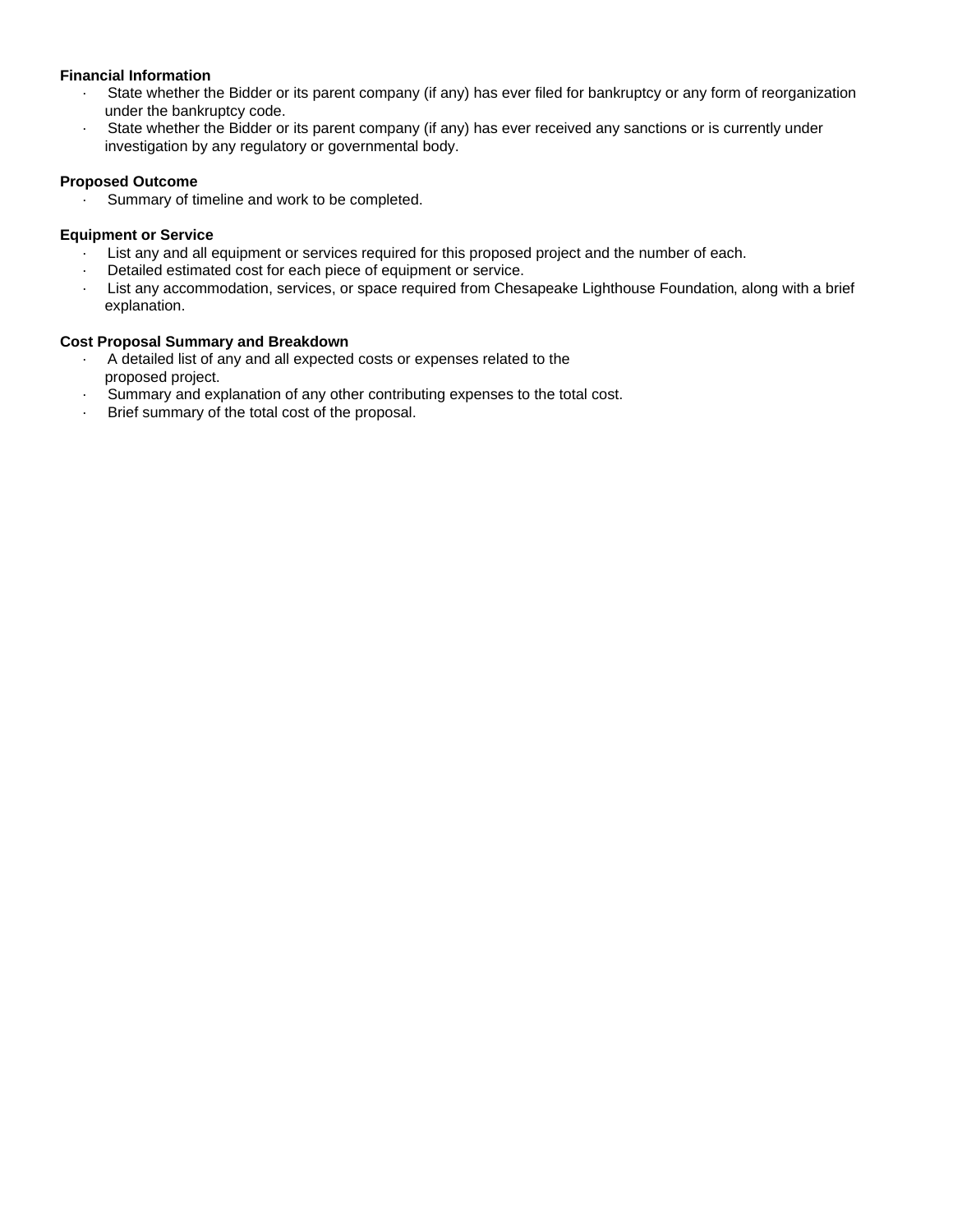**Financial Information**

- State whether the Bidder or its parent company (if any) has ever filed for bankruptcy or any form of reorganization under the bankruptcy code.
- State whether the Bidder or its parent company (if any) has ever received any sanctions or is currently under investigation by any regulatory or governmental body.

**Proposed Outcome**

- Summary of timeline and work to be completed.

**Equipment or Service**

- List any and all equipment or services required for this proposed project and the number of each.
- Detailed estimated cost for each piece of equipment or service.
- List any accommodation, services, or space required from Chesapeake Lighthouse Foundation, along with a brief explanation.

**Cost Proposal Summary and Breakdown**

- A detailed list of any and all expected costs or expenses related to the proposed project.
- Summary and explanation of any other contributing expenses to the total cost.
- Brief summary of the total cost of the proposal.